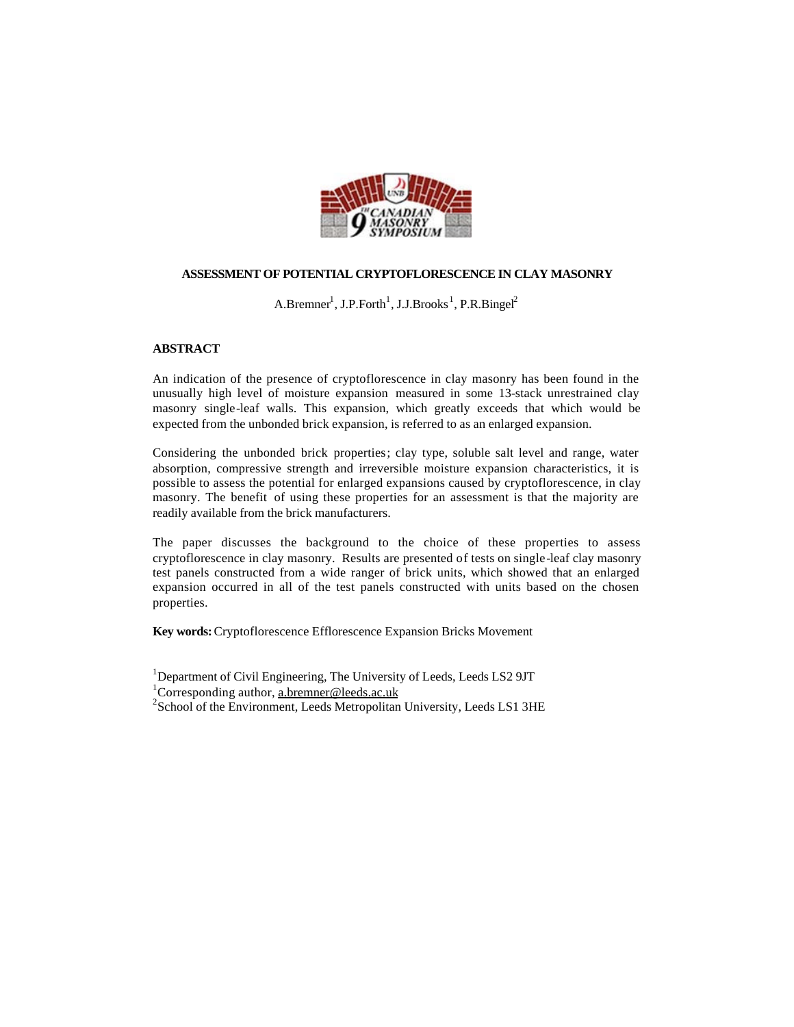# ASSESSMENT OF POTENTIAL CRYPTOFLORESCENCE IN CLAY MASONRY

A.Bremner[1], J.P.Forth[1], J.J.Brooks[1], P.R.Bingel[2]

## ABSTRACT

An indication of the presence of cryptoflorescence in clay masonry has been found in the unusually high level of moisture expansion measured in some 13-stack unrestrained clay masonry single-leaf walls. This expansion, which greatly exceeds that which would be expected from the unbonded brick expansion, is referred to as an enlarged expansion.

Considering the unbonded brick properties; clay type, soluble salt level and range, water absorption, compressive strength and irreversible moisture expansion characteristics, it is possible to assess the potential for enlarged expansions caused by cryptoflorescence, in clay masonry. The benefit of using these properties for an assessment is that the majority are readily available from the brick manufacturers.

The paper discusses the background to the choice of these properties to assess cryptoflorescence in clay masonry. Results are presented of tests on single-leaf clay masonry test panels constructed from a wide ranger of brick units, which showed that an enlarged expansion occurred in all of the test panels constructed with units based on the chosen properties.

**Key words:** Cryptoflorescence Efflorescence Expansion Bricks Movement

[1]Department of Civil Engineering, The University of Leeds, Leeds LS2 9JT
[1]Corresponding author, a.bremner@leeds.ac.uk
[2]School of the Environment, Leeds Metropolitan University, Leeds LS1 3HE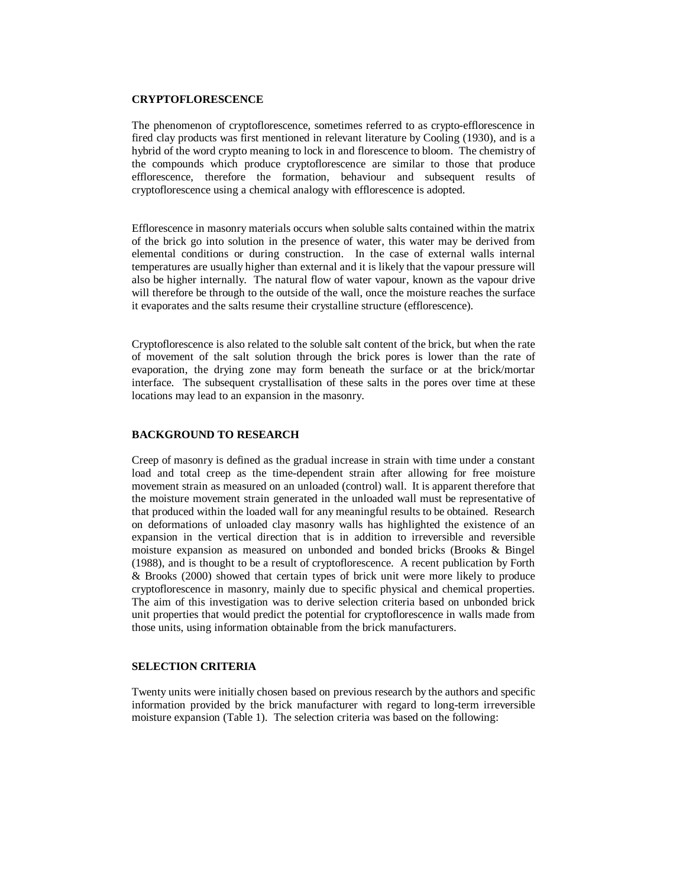## CRYPTOFLORESCENCE

The phenomenon of cryptoflorescence, sometimes referred to as crypto-efflorescence in fired clay products was first mentioned in relevant literature by Cooling (1930), and is a hybrid of the word crypto meaning to lock in and florescence to bloom. The chemistry of the compounds which produce cryptoflorescence are similar to those that produce efflorescence, therefore the formation, behaviour and subsequent results of cryptoflorescence using a chemical analogy with efflorescence is adopted.

Efflorescence in masonry materials occurs when soluble salts contained within the matrix of the brick go into solution in the presence of water, this water may be derived from elemental conditions or during construction. In the case of external walls internal temperatures are usually higher than external and it is likely that the vapour pressure will also be higher internally. The natural flow of water vapour, known as the vapour drive will therefore be through to the outside of the wall, once the moisture reaches the surface it evaporates and the salts resume their crystalline structure (efflorescence).

Cryptoflorescence is also related to the soluble salt content of the brick, but when the rate of movement of the salt solution through the brick pores is lower than the rate of evaporation, the drying zone may form beneath the surface or at the brick/mortar interface. The subsequent crystallisation of these salts in the pores over time at these locations may lead to an expansion in the masonry.

## BACKGROUND TO RESEARCH

Creep of masonry is defined as the gradual increase in strain with time under a constant load and total creep as the time-dependent strain after allowing for free moisture movement strain as measured on an unloaded (control) wall. It is apparent therefore that the moisture movement strain generated in the unloaded wall must be representative of that produced within the loaded wall for any meaningful results to be obtained. Research on deformations of unloaded clay masonry walls has highlighted the existence of an expansion in the vertical direction that is in addition to irreversible and reversible moisture expansion as measured on unbonded and bonded bricks (Brooks & Bingel (1988), and is thought to be a result of cryptoflorescence. A recent publication by Forth & Brooks (2000) showed that certain types of brick unit were more likely to produce cryptoflorescence in masonry, mainly due to specific physical and chemical properties. The aim of this investigation was to derive selection criteria based on unbonded brick unit properties that would predict the potential for cryptoflorescence in walls made from those units, using information obtainable from the brick manufacturers.

## SELECTION CRITERIA

Twenty units were initially chosen based on previous research by the authors and specific information provided by the brick manufacturer with regard to long-term irreversible moisture expansion (Table 1). The selection criteria was based on the following: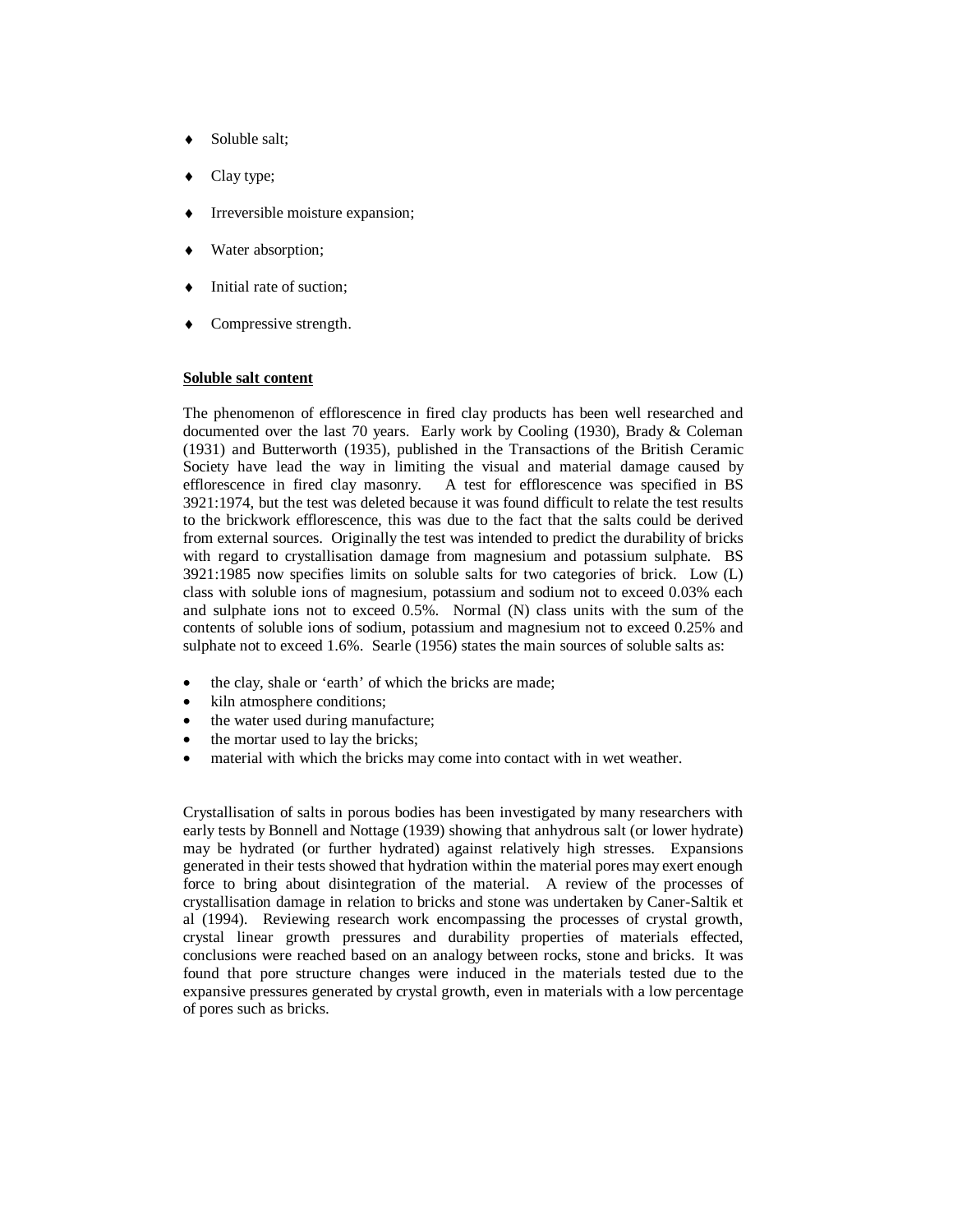- Soluble salt;
- Clay type;
- Irreversible moisture expansion;
- Water absorption;
- Initial rate of suction;
- Compressive strength.

**Soluble salt content**

The phenomenon of efflorescence in fired clay products has been well researched and documented over the last 70 years. Early work by Cooling (1930), Brady & Coleman (1931) and Butterworth (1935), published in the Transactions of the British Ceramic Society have lead the way in limiting the visual and material damage caused by efflorescence in fired clay masonry. A test for efflorescence was specified in BS 3921:1974, but the test was deleted because it was found difficult to relate the test results to the brickwork efflorescence, this was due to the fact that the salts could be derived from external sources. Originally the test was intended to predict the durability of bricks with regard to crystallisation damage from magnesium and potassium sulphate. BS 3921:1985 now specifies limits on soluble salts for two categories of brick. Low (L) class with soluble ions of magnesium, potassium and sodium not to exceed 0.03% each and sulphate ions not to exceed 0.5%. Normal (N) class units with the sum of the contents of soluble ions of sodium, potassium and magnesium not to exceed 0.25% and sulphate not to exceed 1.6%. Searle (1956) states the main sources of soluble salts as:

- the clay, shale or 'earth' of which the bricks are made;
- kiln atmosphere conditions;
- the water used during manufacture;
- the mortar used to lay the bricks;
- material with which the bricks may come into contact with in wet weather.

Crystallisation of salts in porous bodies has been investigated by many researchers with early tests by Bonnell and Nottage (1939) showing that anhydrous salt (or lower hydrate) may be hydrated (or further hydrated) against relatively high stresses. Expansions generated in their tests showed that hydration within the material pores may exert enough force to bring about disintegration of the material. A review of the processes of crystallisation damage in relation to bricks and stone was undertaken by Caner-Saltik et al (1994). Reviewing research work encompassing the processes of crystal growth, crystal linear growth pressures and durability properties of materials effected, conclusions were reached based on an analogy between rocks, stone and bricks. It was found that pore structure changes were induced in the materials tested due to the expansive pressures generated by crystal growth, even in materials with a low percentage of pores such as bricks.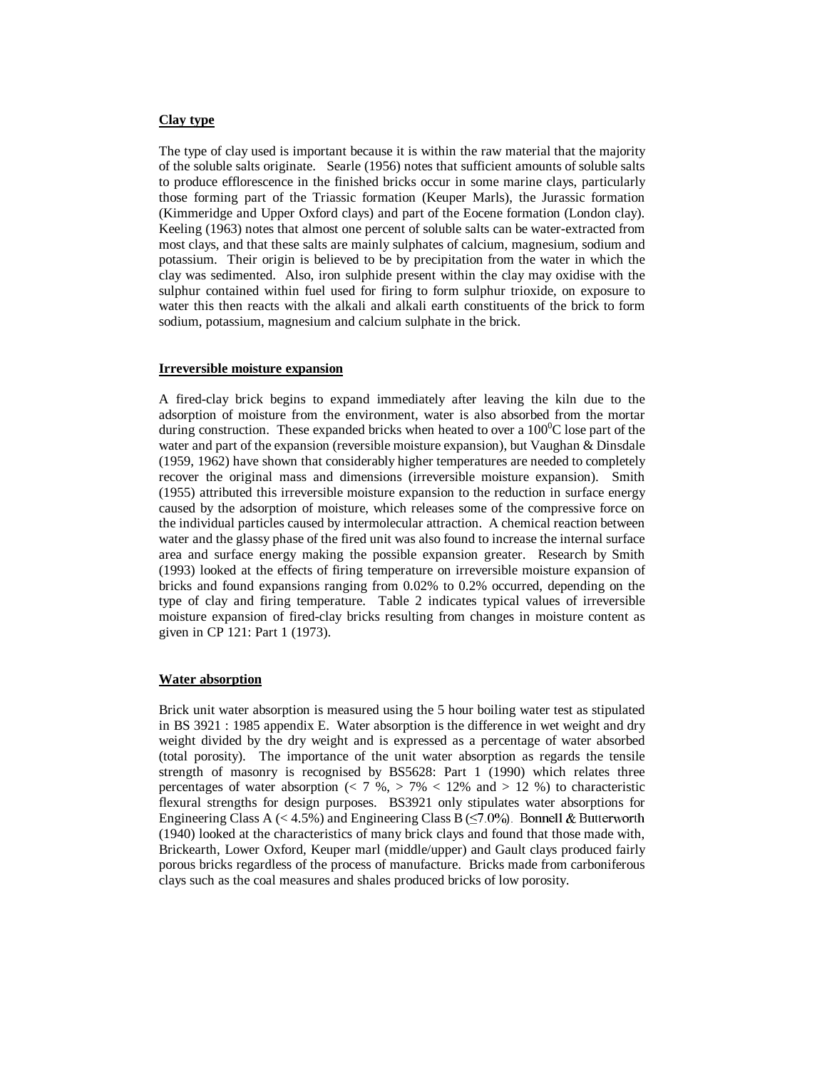**Clay type**

The type of clay used is important because it is within the raw material that the majority of the soluble salts originate. Searle (1956) notes that sufficient amounts of soluble salts to produce efflorescence in the finished bricks occur in some marine clays, particularly those forming part of the Triassic formation (Keuper Marls), the Jurassic formation (Kimmeridge and Upper Oxford clays) and part of the Eocene formation (London clay). Keeling (1963) notes that almost one percent of soluble salts can be water-extracted from most clays, and that these salts are mainly sulphates of calcium, magnesium, sodium and potassium. Their origin is believed to be by precipitation from the water in which the clay was sedimented. Also, iron sulphide present within the clay may oxidise with the sulphur contained within fuel used for firing to form sulphur trioxide, on exposure to water this then reacts with the alkali and alkali earth constituents of the brick to form sodium, potassium, magnesium and calcium sulphate in the brick.

**Irreversible moisture expansion**

A fired-clay brick begins to expand immediately after leaving the kiln due to the adsorption of moisture from the environment, water is also absorbed from the mortar during construction. These expanded bricks when heated to over a $100^0$C lose part of the water and part of the expansion (reversible moisture expansion), but Vaughan & Dinsdale (1959, 1962) have shown that considerably higher temperatures are needed to completely recover the original mass and dimensions (irreversible moisture expansion). Smith (1955) attributed this irreversible moisture expansion to the reduction in surface energy caused by the adsorption of moisture, which releases some of the compressive force on the individual particles caused by intermolecular attraction. A chemical reaction between water and the glassy phase of the fired unit was also found to increase the internal surface area and surface energy making the possible expansion greater. Research by Smith (1993) looked at the effects of firing temperature on irreversible moisture expansion of bricks and found expansions ranging from 0.02% to 0.2% occurred, depending on the type of clay and firing temperature. Table 2 indicates typical values of irreversible moisture expansion of fired-clay bricks resulting from changes in moisture content as given in CP 121: Part 1 (1973).

**Water absorption**

Brick unit water absorption is measured using the 5 hour boiling water test as stipulated in BS 3921 : 1985 appendix E. Water absorption is the difference in wet weight and dry weight divided by the dry weight and is expressed as a percentage of water absorbed (total porosity). The importance of the unit water absorption as regards the tensile strength of masonry is recognised by BS5628: Part 1 (1990) which relates three percentages of water absorption (< 7 %, > 7% < 12% and > 12 %) to characteristic flexural strengths for design purposes. BS3921 only stipulates water absorptions for Engineering Class A (< 4.5%) and Engineering Class B (≤7.0%). Bonnell & Butterworth (1940) looked at the characteristics of many brick clays and found that those made with, Brickearth, Lower Oxford, Keuper marl (middle/upper) and Gault clays produced fairly porous bricks regardless of the process of manufacture. Bricks made from carboniferous clays such as the coal measures and shales produced bricks of low porosity.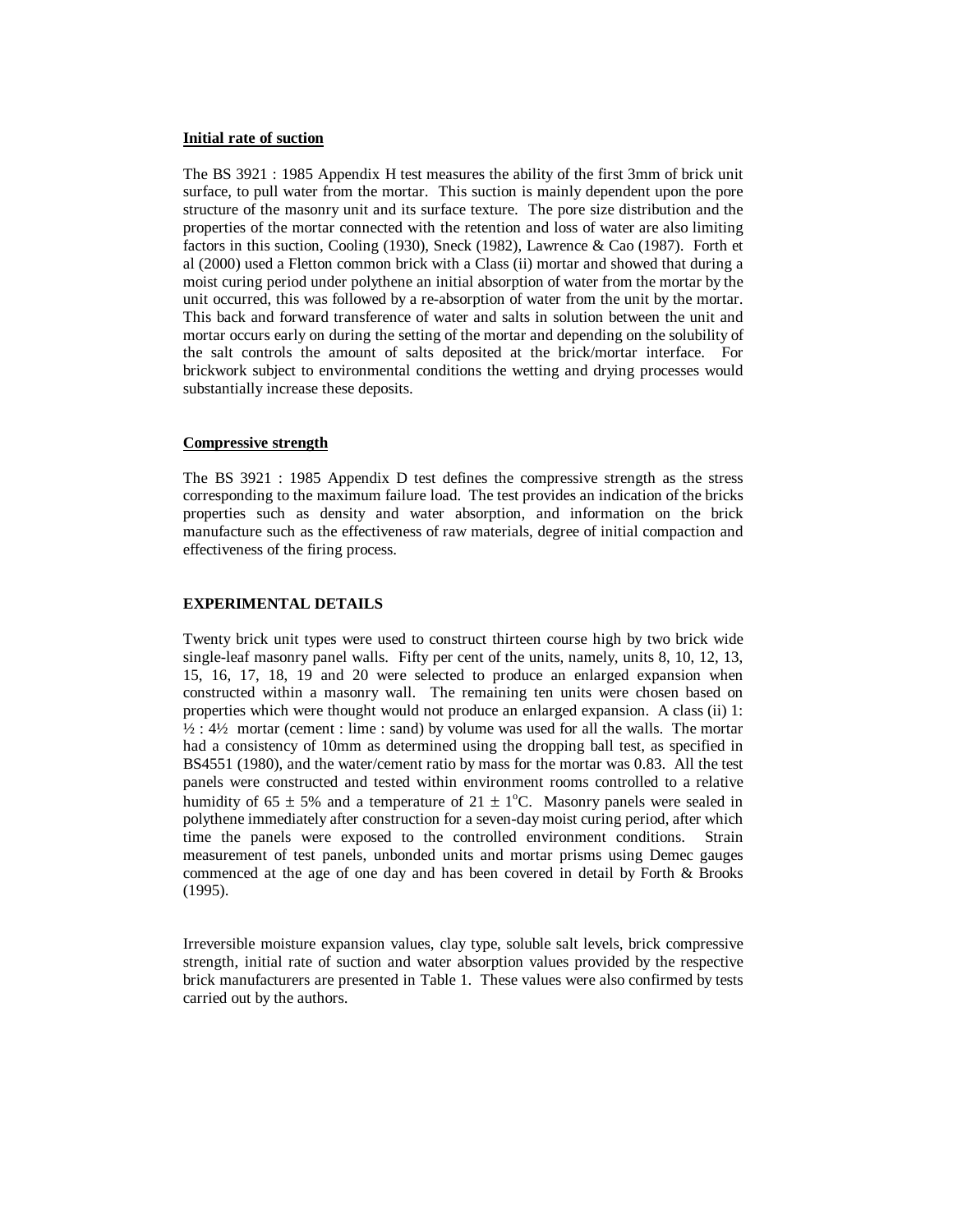**Initial rate of suction**

The BS 3921 : 1985 Appendix H test measures the ability of the first 3mm of brick unit surface, to pull water from the mortar. This suction is mainly dependent upon the pore structure of the masonry unit and its surface texture. The pore size distribution and the properties of the mortar connected with the retention and loss of water are also limiting factors in this suction, Cooling (1930), Sneck (1982), Lawrence & Cao (1987). Forth et al (2000) used a Fletton common brick with a Class (ii) mortar and showed that during a moist curing period under polythene an initial absorption of water from the mortar by the unit occurred, this was followed by a re-absorption of water from the unit by the mortar. This back and forward transference of water and salts in solution between the unit and mortar occurs early on during the setting of the mortar and depending on the solubility of the salt controls the amount of salts deposited at the brick/mortar interface. For brickwork subject to environmental conditions the wetting and drying processes would substantially increase these deposits.

**Compressive strength**

The BS 3921 : 1985 Appendix D test defines the compressive strength as the stress corresponding to the maximum failure load. The test provides an indication of the bricks properties such as density and water absorption, and information on the brick manufacture such as the effectiveness of raw materials, degree of initial compaction and effectiveness of the firing process.

## EXPERIMENTAL DETAILS

Twenty brick unit types were used to construct thirteen course high by two brick wide single-leaf masonry panel walls. Fifty per cent of the units, namely, units 8, 10, 12, 13, 15, 16, 17, 18, 19 and 20 were selected to produce an enlarged expansion when constructed within a masonry wall. The remaining ten units were chosen based on properties which were thought would not produce an enlarged expansion. A class (ii) 1: ½ : 4½ mortar (cement : lime : sand) by volume was used for all the walls. The mortar had a consistency of 10mm as determined using the dropping ball test, as specified in BS4551 (1980), and the water/cement ratio by mass for the mortar was 0.83. All the test panels were constructed and tested within environment rooms controlled to a relative humidity of $65 \pm 5\%$ and a temperature of $21 \pm 1^{o}C$. Masonry panels were sealed in polythene immediately after construction for a seven-day moist curing period, after which time the panels were exposed to the controlled environment conditions. Strain measurement of test panels, unbonded units and mortar prisms using Demec gauges commenced at the age of one day and has been covered in detail by Forth & Brooks (1995).

Irreversible moisture expansion values, clay type, soluble salt levels, brick compressive strength, initial rate of suction and water absorption values provided by the respective brick manufacturers are presented in Table 1. These values were also confirmed by tests carried out by the authors.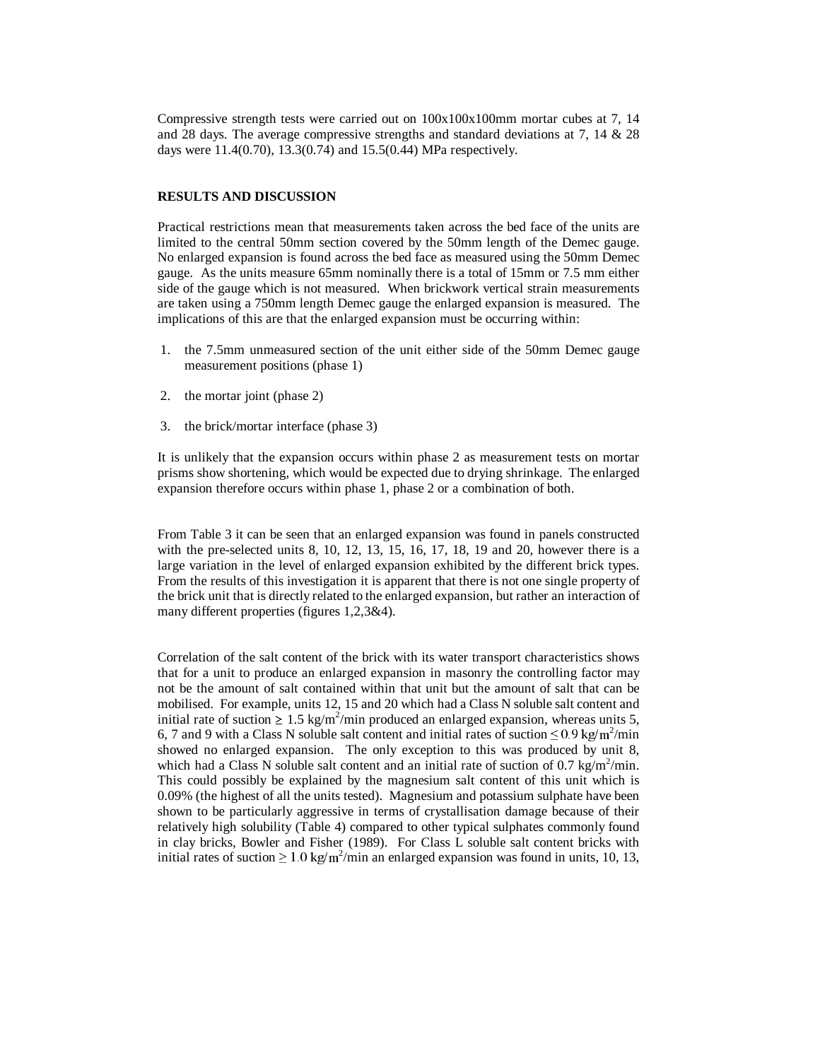Compressive strength tests were carried out on 100x100x100mm mortar cubes at 7, 14 and 28 days. The average compressive strengths and standard deviations at 7, 14 & 28 days were 11.4(0.70), 13.3(0.74) and 15.5(0.44) MPa respectively.

## RESULTS AND DISCUSSION

Practical restrictions mean that measurements taken across the bed face of the units are limited to the central 50mm section covered by the 50mm length of the Demec gauge. No enlarged expansion is found across the bed face as measured using the 50mm Demec gauge. As the units measure 65mm nominally there is a total of 15mm or 7.5 mm either side of the gauge which is not measured. When brickwork vertical strain measurements are taken using a 750mm length Demec gauge the enlarged expansion is measured. The implications of this are that the enlarged expansion must be occurring within:

1. the 7.5mm unmeasured section of the unit either side of the 50mm Demec gauge measurement positions (phase 1)
2. the mortar joint (phase 2)
3. the brick/mortar interface (phase 3)

It is unlikely that the expansion occurs within phase 2 as measurement tests on mortar prisms show shortening, which would be expected due to drying shrinkage. The enlarged expansion therefore occurs within phase 1, phase 2 or a combination of both.

From Table 3 it can be seen that an enlarged expansion was found in panels constructed with the pre-selected units 8, 10, 12, 13, 15, 16, 17, 18, 19 and 20, however there is a large variation in the level of enlarged expansion exhibited by the different brick types. From the results of this investigation it is apparent that there is not one single property of the brick unit that is directly related to the enlarged expansion, but rather an interaction of many different properties (figures 1,2,3&4).

Correlation of the salt content of the brick with its water transport characteristics shows that for a unit to produce an enlarged expansion in masonry the controlling factor may not be the amount of salt contained within that unit but the amount of salt that can be mobilised. For example, units 12, 15 and 20 which had a Class N soluble salt content and initial rate of suction $\geq$ 1.5 kg/m$^2$/min produced an enlarged expansion, whereas units 5, 6, 7 and 9 with a Class N soluble salt content and initial rates of suction $\leq 0.9$ kg/m$^2$/min showed no enlarged expansion. The only exception to this was produced by unit 8, which had a Class N soluble salt content and an initial rate of suction of 0.7 kg/m$^2$/min. This could possibly be explained by the magnesium salt content of this unit which is 0.09% (the highest of all the units tested). Magnesium and potassium sulphate have been shown to be particularly aggressive in terms of crystallisation damage because of their relatively high solubility (Table 4) compared to other typical sulphates commonly found in clay bricks, Bowler and Fisher (1989). For Class L soluble salt content bricks with initial rates of suction $\geq 1.0$ kg/m$^2$/min an enlarged expansion was found in units, 10, 13,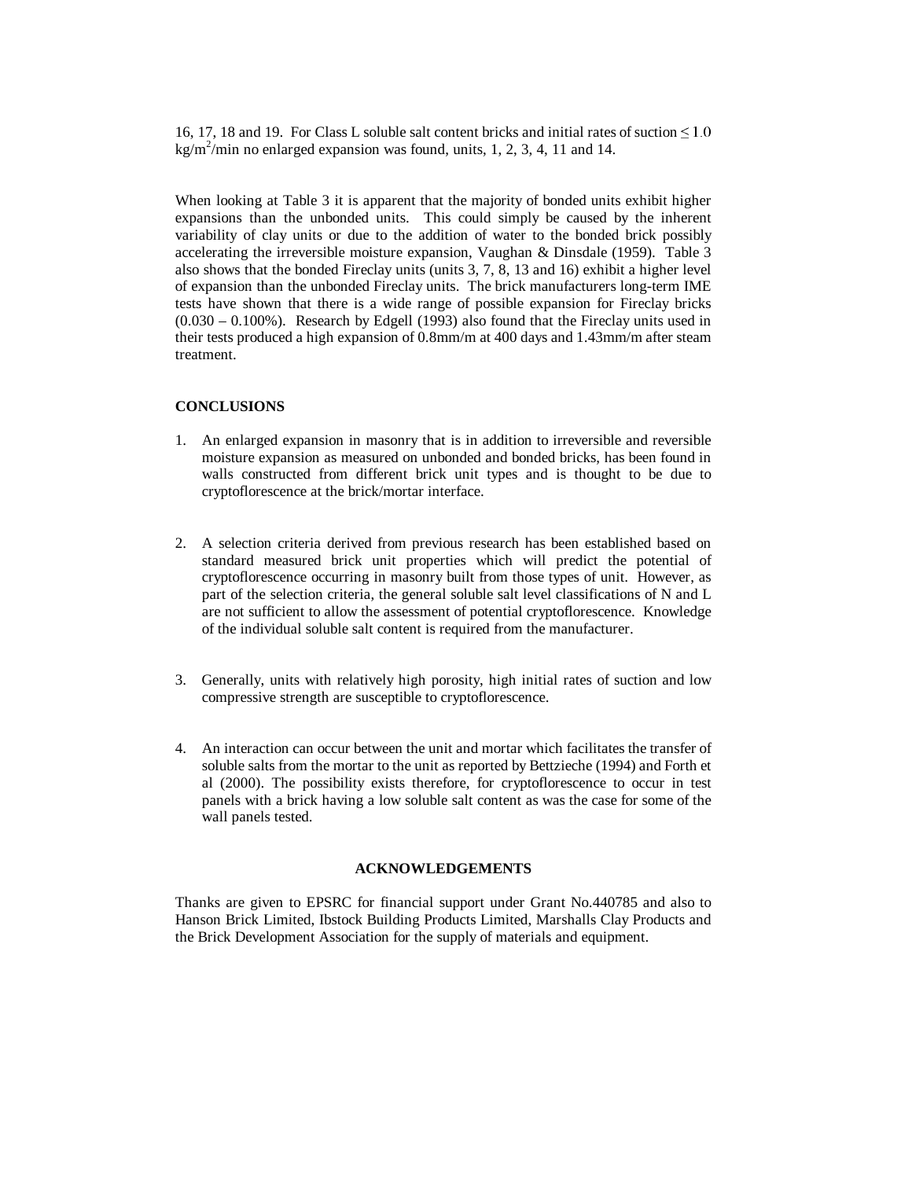16, 17, 18 and 19. For Class L soluble salt content bricks and initial rates of suction $\leq 1.0$ $kg/m^2$/min no enlarged expansion was found, units, 1, 2, 3, 4, 11 and 14.

When looking at Table 3 it is apparent that the majority of bonded units exhibit higher expansions than the unbonded units. This could simply be caused by the inherent variability of clay units or due to the addition of water to the bonded brick possibly accelerating the irreversible moisture expansion, Vaughan & Dinsdale (1959). Table 3 also shows that the bonded Fireclay units (units 3, 7, 8, 13 and 16) exhibit a higher level of expansion than the unbonded Fireclay units. The brick manufacturers long-term IME tests have shown that there is a wide range of possible expansion for Fireclay bricks (0.030 – 0.100%). Research by Edgell (1993) also found that the Fireclay units used in their tests produced a high expansion of 0.8mm/m at 400 days and 1.43mm/m after steam treatment.

## CONCLUSIONS

1. An enlarged expansion in masonry that is in addition to irreversible and reversible moisture expansion as measured on unbonded and bonded bricks, has been found in walls constructed from different brick unit types and is thought to be due to cryptoflorescence at the brick/mortar interface.

2. A selection criteria derived from previous research has been established based on standard measured brick unit properties which will predict the potential of cryptoflorescence occurring in masonry built from those types of unit. However, as part of the selection criteria, the general soluble salt level classifications of N and L are not sufficient to allow the assessment of potential cryptoflorescence. Knowledge of the individual soluble salt content is required from the manufacturer.

3. Generally, units with relatively high porosity, high initial rates of suction and low compressive strength are susceptible to cryptoflorescence.

4. An interaction can occur between the unit and mortar which facilitates the transfer of soluble salts from the mortar to the unit as reported by Bettzieche (1994) and Forth et al (2000). The possibility exists therefore, for cryptoflorescence to occur in test panels with a brick having a low soluble salt content as was the case for some of the wall panels tested.

## ACKNOWLEDGEMENTS

Thanks are given to EPSRC for financial support under Grant No.440785 and also to Hanson Brick Limited, Ibstock Building Products Limited, Marshalls Clay Products and the Brick Development Association for the supply of materials and equipment.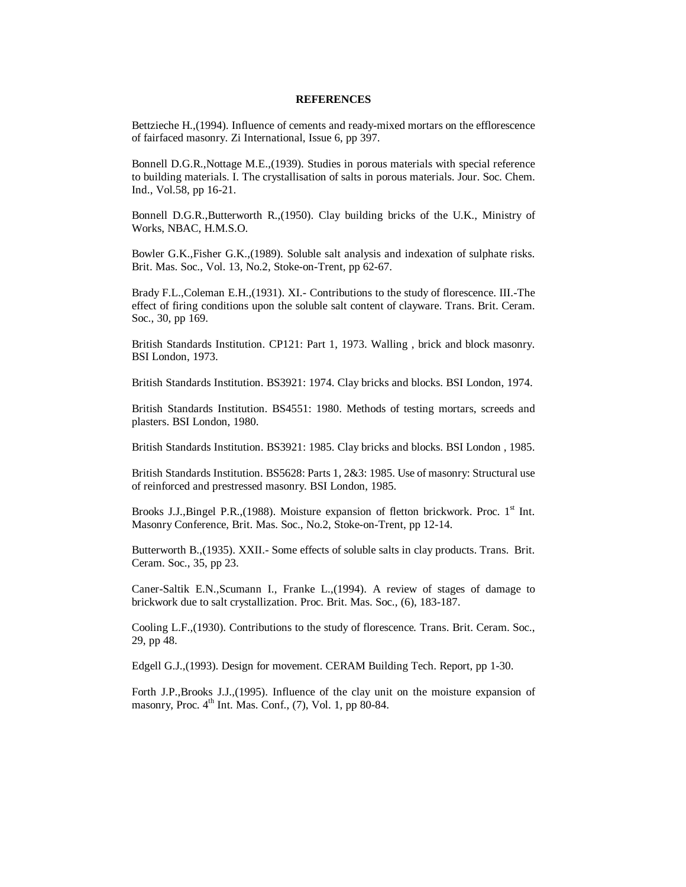**REFERENCES**

Bettzieche H.,(1994). Influence of cements and ready-mixed mortars on the efflorescence of fairfaced masonry. Zi International, Issue 6, pp 397.

Bonnell D.G.R.,Nottage M.E.,(1939). Studies in porous materials with special reference to building materials. I. The crystallisation of salts in porous materials. Jour. Soc. Chem. Ind., Vol.58, pp 16-21.

Bonnell D.G.R.,Butterworth R.,(1950). Clay building bricks of the U.K., Ministry of Works, NBAC, H.M.S.O.

Bowler G.K.,Fisher G.K.,(1989). Soluble salt analysis and indexation of sulphate risks. Brit. Mas. Soc., Vol. 13, No.2, Stoke-on-Trent, pp 62-67.

Brady F.L.,Coleman E.H.,(1931). XI.- Contributions to the study of florescence. III.-The effect of firing conditions upon the soluble salt content of clayware. Trans. Brit. Ceram. Soc., 30, pp 169.

British Standards Institution. CP121: Part 1, 1973. Walling , brick and block masonry. BSI London, 1973.

British Standards Institution. BS3921: 1974. Clay bricks and blocks. BSI London, 1974.

British Standards Institution. BS4551: 1980. Methods of testing mortars, screeds and plasters. BSI London, 1980.

British Standards Institution. BS3921: 1985. Clay bricks and blocks. BSI London , 1985.

British Standards Institution. BS5628: Parts 1, 2&3: 1985. Use of masonry: Structural use of reinforced and prestressed masonry. BSI London, 1985.

Brooks J.J.,Bingel P.R.,(1988). Moisture expansion of fletton brickwork. Proc. 1st Int. Masonry Conference, Brit. Mas. Soc., No.2, Stoke-on-Trent, pp 12-14.

Butterworth B.,(1935). XXII.- Some effects of soluble salts in clay products. Trans. Brit. Ceram. Soc., 35, pp 23.

Caner-Saltik E.N.,Scumann I., Franke L.,(1994). A review of stages of damage to brickwork due to salt crystallization. Proc. Brit. Mas. Soc., (6), 183-187.

Cooling L.F.,(1930). Contributions to the study of florescence. Trans. Brit. Ceram. Soc., 29, pp 48.

Edgell G.J.,(1993). Design for movement. CERAM Building Tech. Report, pp 1-30.

Forth J.P.,Brooks J.J.,(1995). Influence of the clay unit on the moisture expansion of masonry, Proc. 4th Int. Mas. Conf., (7), Vol. 1, pp 80-84.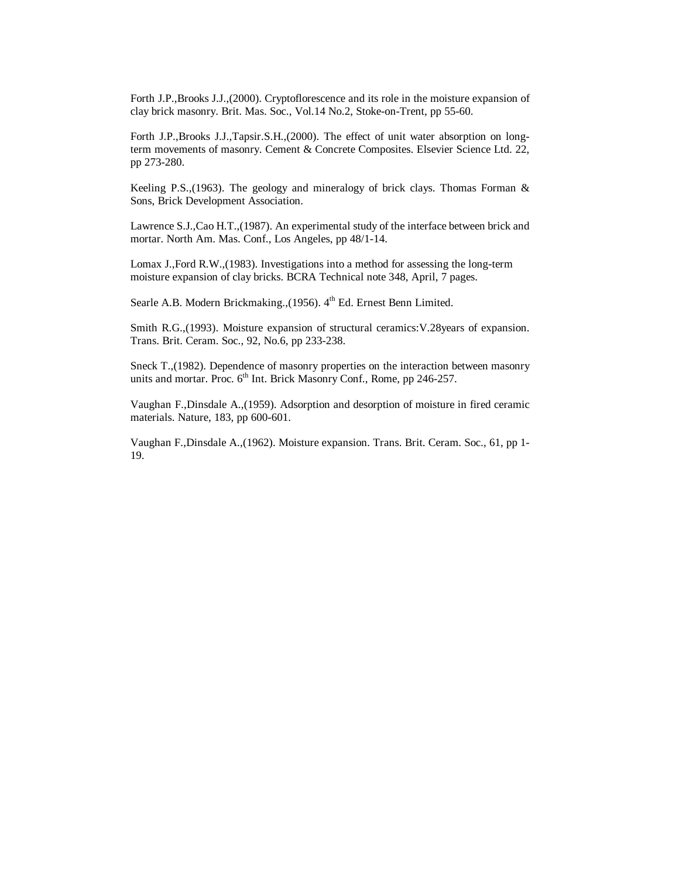Forth J.P.,Brooks J.J.,(2000). Cryptoflorescence and its role in the moisture expansion of clay brick masonry. Brit. Mas. Soc., Vol.14 No.2, Stoke-on-Trent, pp 55-60.

Forth J.P.,Brooks J.J.,Tapsir.S.H.,(2000). The effect of unit water absorption on long-term movements of masonry. Cement & Concrete Composites. Elsevier Science Ltd. 22, pp 273-280.

Keeling P.S.,(1963). The geology and mineralogy of brick clays. Thomas Forman & Sons, Brick Development Association.

Lawrence S.J.,Cao H.T.,(1987). An experimental study of the interface between brick and mortar. North Am. Mas. Conf., Los Angeles, pp 48/1-14.

Lomax J.,Ford R.W.,(1983). Investigations into a method for assessing the long-term moisture expansion of clay bricks. BCRA Technical note 348, April, 7 pages.

Searle A.B. Modern Brickmaking.,(1956). 4th Ed. Ernest Benn Limited.

Smith R.G.,(1993). Moisture expansion of structural ceramics:V.28years of expansion. Trans. Brit. Ceram. Soc., 92, No.6, pp 233-238.

Sneck T.,(1982). Dependence of masonry properties on the interaction between masonry units and mortar. Proc. 6th Int. Brick Masonry Conf., Rome, pp 246-257.

Vaughan F.,Dinsdale A.,(1959). Adsorption and desorption of moisture in fired ceramic materials. Nature, 183, pp 600-601.

Vaughan F.,Dinsdale A.,(1962). Moisture expansion. Trans. Brit. Ceram. Soc., 61, pp 1-19.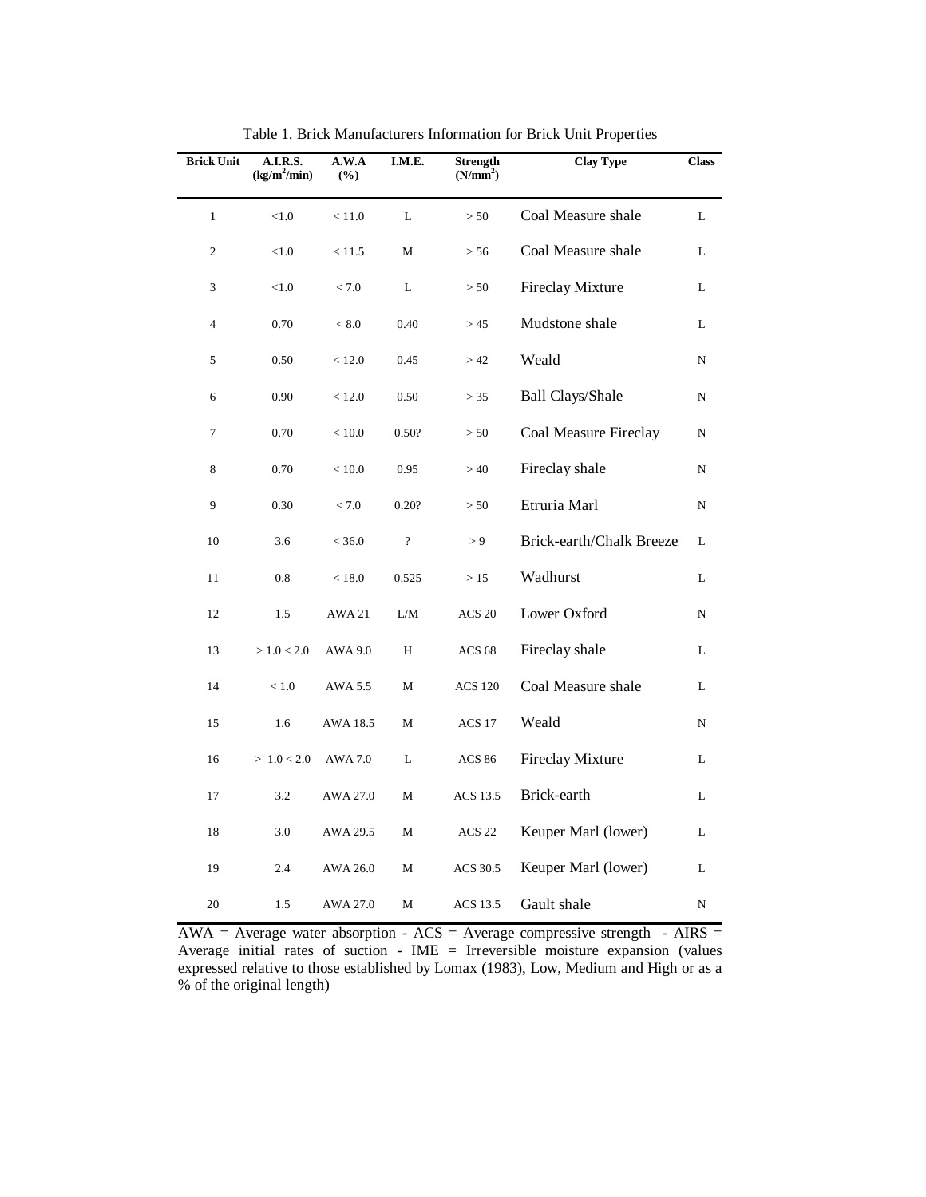Table 1. Brick Manufacturers Information for Brick Unit Properties

| Brick Unit | A.I.R.S. ($kg/m^2/min$) | A.W.A (%) | I.M.E. | Strength ($N/mm^2$) | Clay Type | Class |
|---|---|---|---|---|---|---|
| 1 | <1.0 | < 11.0 | L | > 50 | Coal Measure shale | L |
| 2 | <1.0 | < 11.5 | M | > 56 | Coal Measure shale | L |
| 3 | <1.0 | < 7.0 | L | > 50 | Fireclay Mixture | L |
| 4 | 0.70 | < 8.0 | 0.40 | > 45 | Mudstone shale | L |
| 5 | 0.50 | < 12.0 | 0.45 | > 42 | Weald | N |
| 6 | 0.90 | < 12.0 | 0.50 | > 35 | Ball Clays/Shale | N |
| 7 | 0.70 | < 10.0 | 0.50? | > 50 | Coal Measure Fireclay | N |
| 8 | 0.70 | < 10.0 | 0.95 | > 40 | Fireclay shale | N |
| 9 | 0.30 | < 7.0 | 0.20? | > 50 | Etruria Marl | N |
| 10 | 3.6 | < 36.0 | ? | > 9 | Brick-earth/Chalk Breeze | L |
| 11 | 0.8 | < 18.0 | 0.525 | > 15 | Wadhurst | L |
| 12 | 1.5 | AWA 21 | L/M | ACS 20 | Lower Oxford | N |
| 13 | > 1.0 < 2.0 | AWA 9.0 | H | ACS 68 | Fireclay shale | L |
| 14 | < 1.0 | AWA 5.5 | M | ACS 120 | Coal Measure shale | L |
| 15 | 1.6 | AWA 18.5 | M | ACS 17 | Weald | N |
| 16 | > 1.0 < 2.0 | AWA 7.0 | L | ACS 86 | Fireclay Mixture | L |
| 17 | 3.2 | AWA 27.0 | M | ACS 13.5 | Brick-earth | L |
| 18 | 3.0 | AWA 29.5 | M | ACS 22 | Keuper Marl (lower) | L |
| 19 | 2.4 | AWA 26.0 | M | ACS 30.5 | Keuper Marl (lower) | L |
| 20 | 1.5 | AWA 27.0 | M | ACS 13.5 | Gault shale | N |

AWA = Average water absorption - ACS = Average compressive strength - AIRS = Average initial rates of suction - IME = Irreversible moisture expansion (values expressed relative to those established by Lomax (1983), Low, Medium and High or as a % of the original length)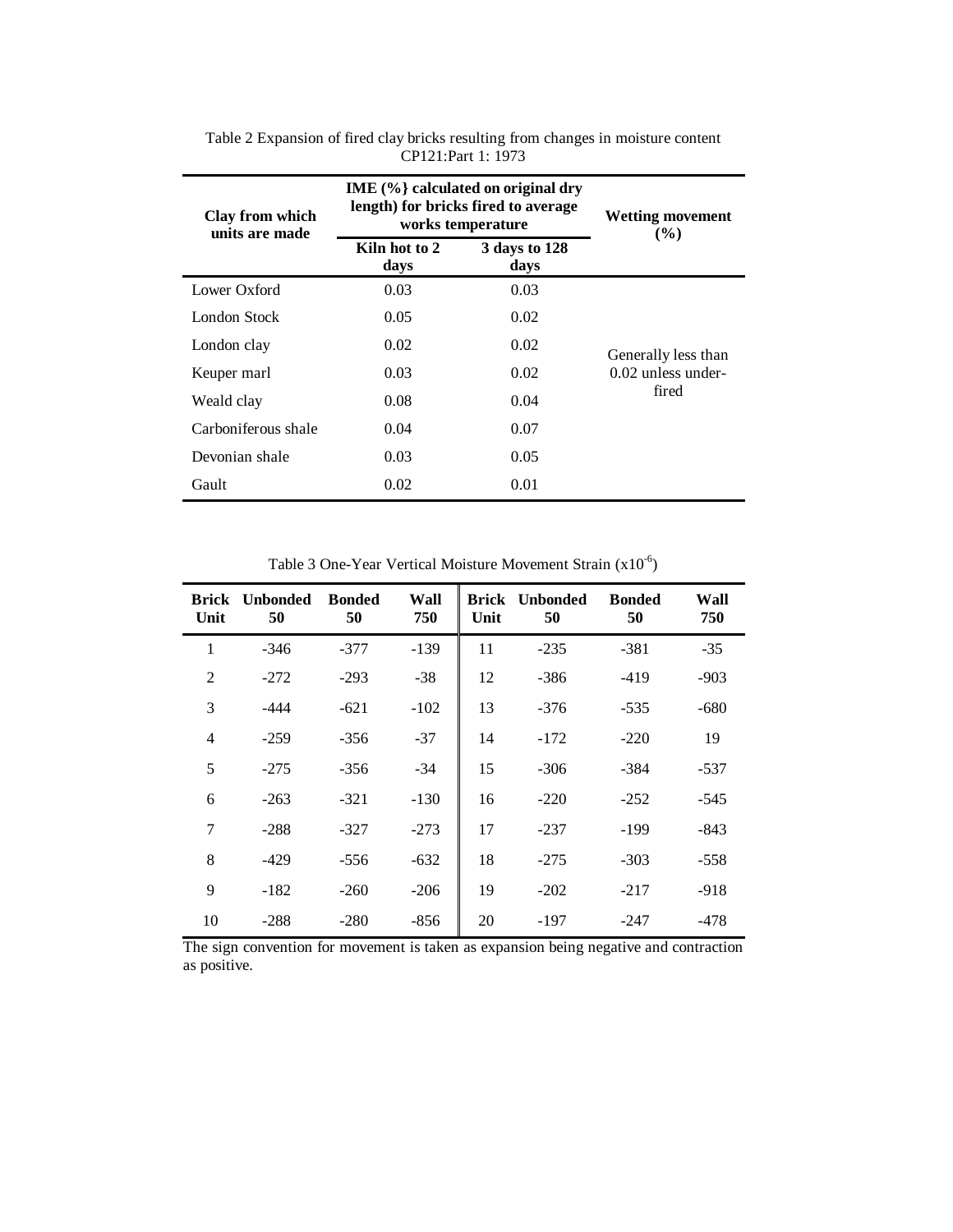Table 2 Expansion of fired clay bricks resulting from changes in moisture content CP121:Part 1: 1973

| Clay from which units are made | IME (%} calculated on original dry length) for bricks fired to average works temperature | | Wetting movement (%) |
|---|---|---|---|
| | Kiln hot to 2 days | 3 days to 128 days | |
| Lower Oxford | 0.03 | 0.03 | Generally less than 0.02 unless under-fired |
| London Stock | 0.05 | 0.02 | |
| London clay | 0.02 | 0.02 | |
| Keuper marl | 0.03 | 0.02 | |
| Weald clay | 0.08 | 0.04 | |
| Carboniferous shale | 0.04 | 0.07 | |
| Devonian shale | 0.03 | 0.05 | |
| Gault | 0.02 | 0.01 | |

Table 3 One-Year Vertical Moisture Movement Strain ($x10^{-6}$)

| Brick Unit | Unbonded 50 | Bonded 50 | Wall 750 | Brick Unit | Unbonded 50 | Bonded 50 | Wall 750 |
|---|---|---|---|---|---|---|---|
| 1 | -346 | -377 | -139 | 11 | -235 | -381 | -35 |
| 2 | -272 | -293 | -38 | 12 | -386 | -419 | -903 |
| 3 | -444 | -621 | -102 | 13 | -376 | -535 | -680 |
| 4 | -259 | -356 | -37 | 14 | -172 | -220 | 19 |
| 5 | -275 | -356 | -34 | 15 | -306 | -384 | -537 |
| 6 | -263 | -321 | -130 | 16 | -220 | -252 | -545 |
| 7 | -288 | -327 | -273 | 17 | -237 | -199 | -843 |
| 8 | -429 | -556 | -632 | 18 | -275 | -303 | -558 |
| 9 | -182 | -260 | -206 | 19 | -202 | -217 | -918 |
| 10 | -288 | -280 | -856 | 20 | -197 | -247 | -478 |

The sign convention for movement is taken as expansion being negative and contraction as positive.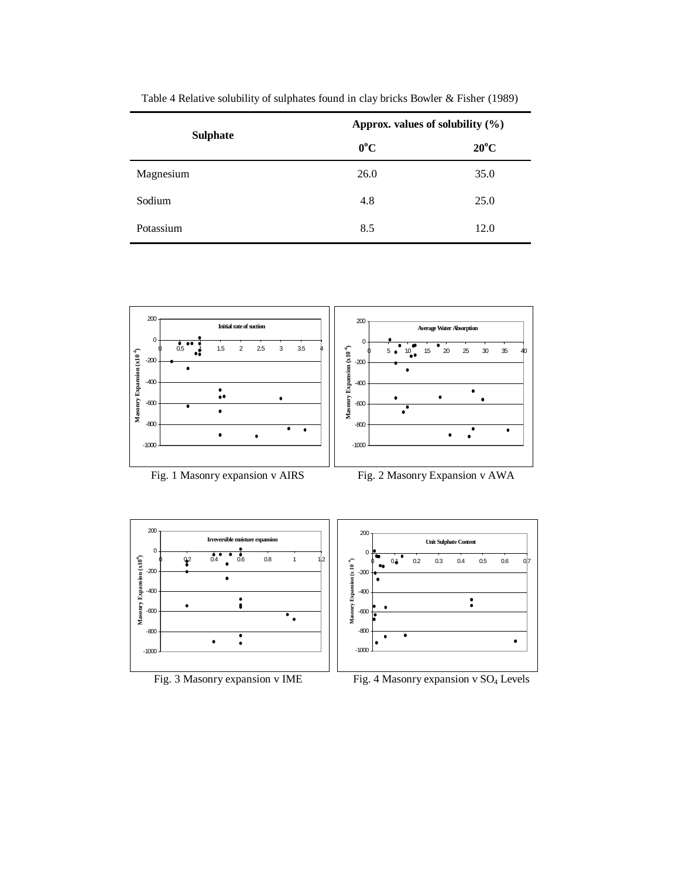Table 4 Relative solubility of sulphates found in clay bricks Bowler & Fisher (1989)

| Sulphate | Approx. values of solubility (%) | |
|---|---|---|
| | $0^oC$ | $20^oC$ |
| Magnesium | 26.0 | 35.0 |
| Sodium | 4.8 | 25.0 |
| Potassium | 8.5 | 12.0 |

Initial rate of suction

Masonry Expansion (x10$^{-6}$)

200
0
-200
-400
-600
-800
-1000

0 0.5 1 1.5 2 2.5 3 3.5 4

Fig. 1 Masonry expansion v AIRS

Average Water Absorption

Masonry Expansion (x10$^{-6}$)

200
0
-200
-400
-600
-800
-1000

0 5 10 15 20 25 30 35 40

Fig. 2 Masonry Expansion v AWA

Irreversible moisture expansion

Masonry Expansion (x10$^{-6}$)

200
0
-200
-400
-600
-800
-1000

0 0.2 0.4 0.6 0.8 1 1.2

Fig. 3 Masonry expansion v IME

Unit Sulphate Content

Masonry Expansion (x 10$^{-6}$)

200
0
-200
-400
-600
-800
-1000

0 0.1 0.2 0.3 0.4 0.5 0.6 0.7

Fig. 4 Masonry expansion v $SO_4$ Levels